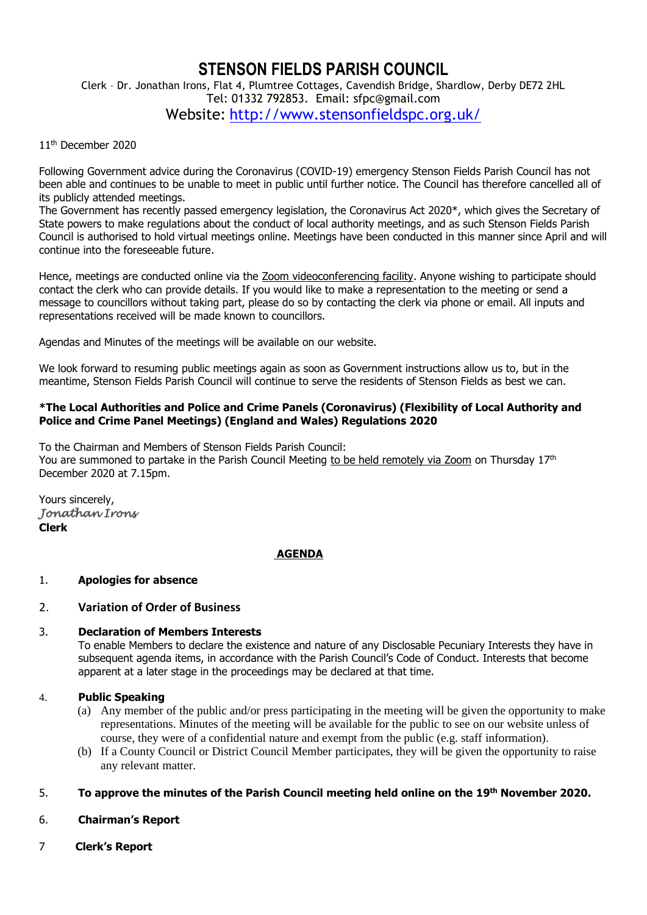# STENSON FIELDS PARISH COUNCIL

Clerk – Dr. Jonathan Irons, Flat 4, Plumtree Cottages, Cavendish Bridge, Shardlow, Derby DE72 2HL
Tel: 01332 792853. Email: sfpc@gmail.com
Website: http://www.stensonfieldspc.org.uk/

11th December 2020

Following Government advice during the Coronavirus (COVID-19) emergency Stenson Fields Parish Council has not been able and continues to be unable to meet in public until further notice. The Council has therefore cancelled all of its publicly attended meetings.
The Government has recently passed emergency legislation, the Coronavirus Act 2020*, which gives the Secretary of State powers to make regulations about the conduct of local authority meetings, and as such Stenson Fields Parish Council is authorised to hold virtual meetings online. Meetings have been conducted in this manner since April and will continue into the foreseeable future.

Hence, meetings are conducted online via the Zoom videoconferencing facility. Anyone wishing to participate should contact the clerk who can provide details. If you would like to make a representation to the meeting or send a message to councillors without taking part, please do so by contacting the clerk via phone or email. All inputs and representations received will be made known to councillors.

Agendas and Minutes of the meetings will be available on our website.

We look forward to resuming public meetings again as soon as Government instructions allow us to, but in the meantime, Stenson Fields Parish Council will continue to serve the residents of Stenson Fields as best we can.

**\*The Local Authorities and Police and Crime Panels (Coronavirus) (Flexibility of Local Authority and Police and Crime Panel Meetings) (England and Wales) Regulations 2020**

To the Chairman and Members of Stenson Fields Parish Council:
You are summoned to partake in the Parish Council Meeting to be held remotely via Zoom on Thursday 17th December 2020 at 7.15pm.

Yours sincerely,
*Jonathan Irons*
**Clerk**

## AGENDA

1. **Apologies for absence**

2. **Variation of Order of Business**

3. **Declaration of Members Interests**
   To enable Members to declare the existence and nature of any Disclosable Pecuniary Interests they have in subsequent agenda items, in accordance with the Parish Council's Code of Conduct. Interests that become apparent at a later stage in the proceedings may be declared at that time.

4. **Public Speaking**
   (a) Any member of the public and/or press participating in the meeting will be given the opportunity to make representations. Minutes of the meeting will be available for the public to see on our website unless of course, they were of a confidential nature and exempt from the public (e.g. staff information).
   (b) If a County Council or District Council Member participates, they will be given the opportunity to raise any relevant matter.

5. **To approve the minutes of the Parish Council meeting held online on the 19th November 2020.**

6. **Chairman's Report**

7. **Clerk's Report**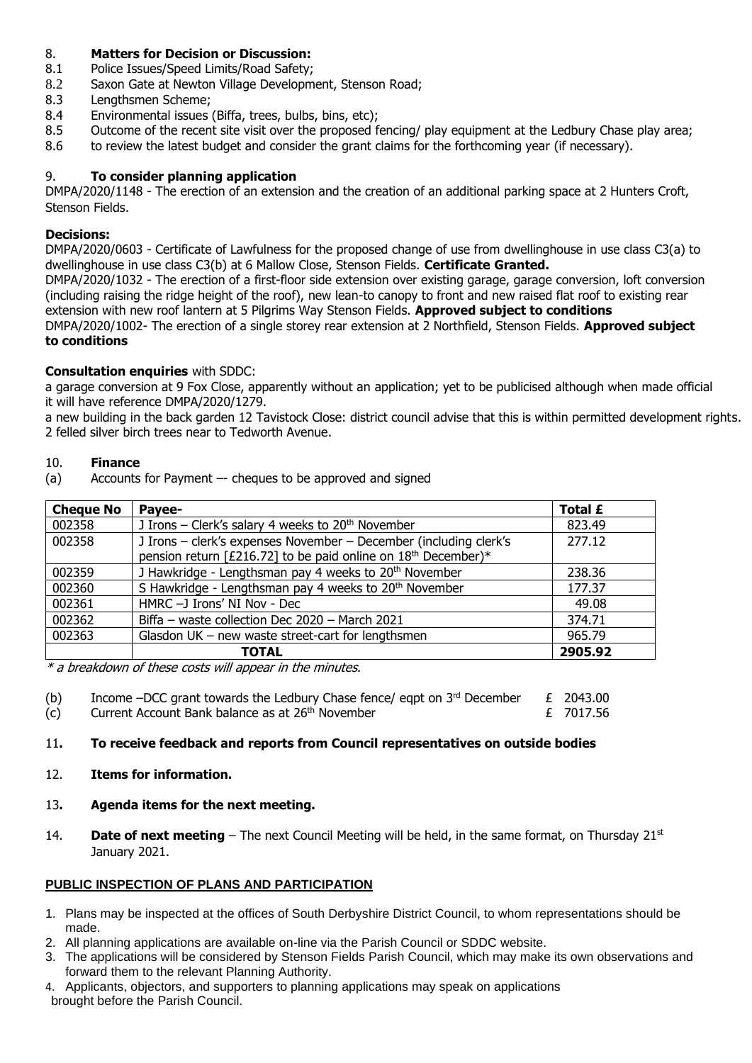8. **Matters for Decision or Discussion:**

8.1 Police Issues/Speed Limits/Road Safety;
8.2 Saxon Gate at Newton Village Development, Stenson Road;
8.3 Lengthsmen Scheme;
8.4 Environmental issues (Biffa, trees, bulbs, bins, etc);
8.5 Outcome of the recent site visit over the proposed fencing/ play equipment at the Ledbury Chase play area;
8.6 to review the latest budget and consider the grant claims for the forthcoming year (if necessary).

9. **To consider planning application**

DMPA/2020/1148 - The erection of an extension and the creation of an additional parking space at 2 Hunters Croft, Stenson Fields.

**Decisions:**

DMPA/2020/0603 - Certificate of Lawfulness for the proposed change of use from dwellinghouse in use class C3(a) to dwellinghouse in use class C3(b) at 6 Mallow Close, Stenson Fields. **Certificate Granted.**

DMPA/2020/1032 - The erection of a first-floor side extension over existing garage, garage conversion, loft conversion (including raising the ridge height of the roof), new lean-to canopy to front and new raised flat roof to existing rear extension with new roof lantern at 5 Pilgrims Way Stenson Fields. **Approved subject to conditions**

DMPA/2020/1002- The erection of a single storey rear extension at 2 Northfield, Stenson Fields. **Approved subject to conditions**

**Consultation enquiries** with SDDC:

a garage conversion at 9 Fox Close, apparently without an application; yet to be publicised although when made official it will have reference DMPA/2020/1279.

a new building in the back garden 12 Tavistock Close: district council advise that this is within permitted development rights.

2 felled silver birch trees near to Tedworth Avenue.

10. **Finance**

(a) Accounts for Payment –- cheques to be approved and signed

| Cheque No | Payee- | Total £ |
|---|---|---|
| 002358 | J Irons – Clerk's salary 4 weeks to 20th November | 823.49 |
| 002358 | J Irons – clerk's expenses November – December (including clerk's pension return [£216.72] to be paid online on 18th December)* | 277.12 |
| 002359 | J Hawkridge - Lengthsman pay 4 weeks to 20th November | 238.36 |
| 002360 | S Hawkridge - Lengthsman pay 4 weeks to 20th November | 177.37 |
| 002361 | HMRC –J Irons' NI Nov - Dec | 49.08 |
| 002362 | Biffa – waste collection Dec 2020 – March 2021 | 374.71 |
| 002363 | Glasdon UK – new waste street-cart for lengthsmen | 965.79 |
| | **TOTAL** | **2905.92** |

*\* a breakdown of these costs will appear in the minutes.*

(b) Income –DCC grant towards the Ledbury Chase fence/ eqpt on 3rd December £ 2043.00

(c) Current Account Bank balance as at 26th November £ 7017.56

11**. To receive feedback and reports from Council representatives on outside bodies**

12. **Items for information.**

13**. Agenda items for the next meeting.**

14. **Date of next meeting** – The next Council Meeting will be held, in the same format, on Thursday 21st January 2021.

**PUBLIC INSPECTION OF PLANS AND PARTICIPATION**

1. Plans may be inspected at the offices of South Derbyshire District Council, to whom representations should be made.
2. All planning applications are available on-line via the Parish Council or SDDC website.
3. The applications will be considered by Stenson Fields Parish Council, which may make its own observations and forward them to the relevant Planning Authority.
4. Applicants, objectors, and supporters to planning applications may speak on applications brought before the Parish Council.